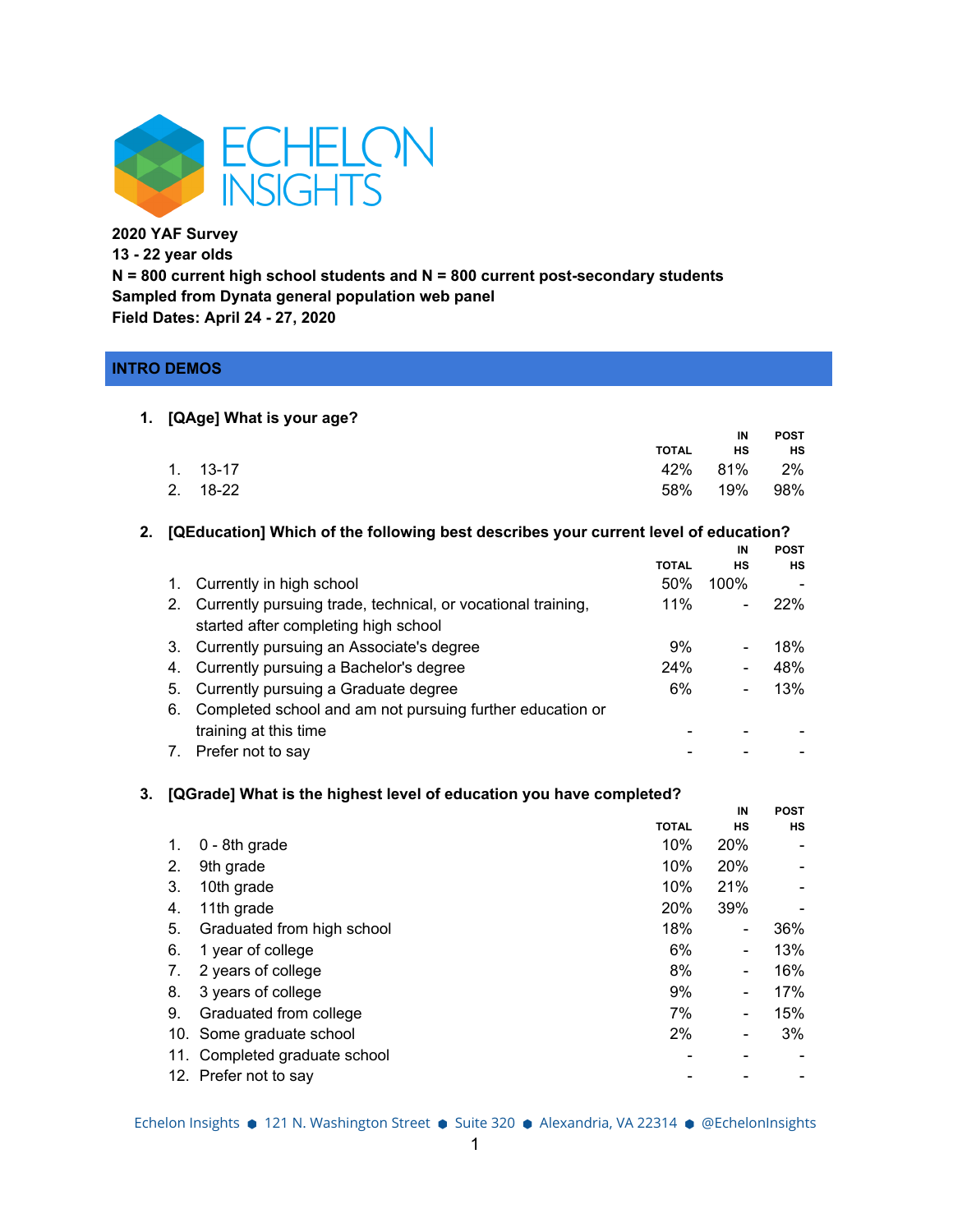**2020 YAF Survey**
**13 - 22 year olds**
**N = 800 current high school students and N = 800 current post-secondary students**
**Sampled from Dynata general population web panel**
**Field Dates: April 24 - 27, 2020**

## INTRO DEMOS

### 1. [QAge] What is your age?

| | TOTAL | IN HS | POST HS |
|---|---|---|---|
| 1. 13-17 | 42% | 81% | 2% |
| 2. 18-22 | 58% | 19% | 98% |

### 2. [QEducation] Which of the following best describes your current level of education?

| | TOTAL | IN HS | POST HS |
|---|---|---|---|
| 1. Currently in high school | 50% | 100% | - |
| 2. Currently pursuing trade, technical, or vocational training, started after completing high school | 11% | - | 22% |
| 3. Currently pursuing an Associate's degree | 9% | - | 18% |
| 4. Currently pursuing a Bachelor's degree | 24% | - | 48% |
| 5. Currently pursuing a Graduate degree | 6% | - | 13% |
| 6. Completed school and am not pursuing further education or training at this time | - | - | - |
| 7. Prefer not to say | - | - | - |

### 3. [QGrade] What is the highest level of education you have completed?

| | TOTAL | IN HS | POST HS |
|---|---|---|---|
| 1. 0 - 8th grade | 10% | 20% | - |
| 2. 9th grade | 10% | 20% | - |
| 3. 10th grade | 10% | 21% | - |
| 4. 11th grade | 20% | 39% | - |
| 5. Graduated from high school | 18% | - | 36% |
| 6. 1 year of college | 6% | - | 13% |
| 7. 2 years of college | 8% | - | 16% |
| 8. 3 years of college | 9% | - | 17% |
| 9. Graduated from college | 7% | - | 15% |
| 10. Some graduate school | 2% | - | 3% |
| 11. Completed graduate school | - | - | - |
| 12. Prefer not to say | - | - | - |

Echelon Insights ● 121 N. Washington Street ● Suite 320 ● Alexandria, VA 22314 ● @EchelonInsights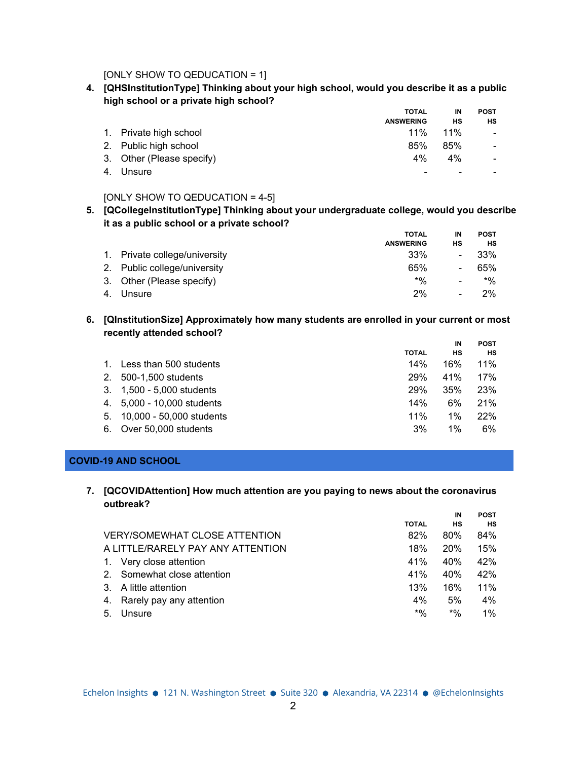[ONLY SHOW TO QEDUCATION = 1]

**4. [QHSInstitutionType] Thinking about your high school, would you describe it as a public high school or a private high school?**

| | TOTAL ANSWERING | IN HS | POST HS |
|---|---|---|---|
| 1. Private high school | 11% | 11% | - |
| 2. Public high school | 85% | 85% | - |
| 3. Other (Please specify) | 4% | 4% | - |
| 4. Unsure | - | - | - |

[ONLY SHOW TO QEDUCATION = 4-5]

**5. [QCollegeInstitutionType] Thinking about your undergraduate college, would you describe it as a public school or a private school?**

| | TOTAL ANSWERING | IN HS | POST HS |
|---|---|---|---|
| 1. Private college/university | 33% | - | 33% |
| 2. Public college/university | 65% | - | 65% |
| 3. Other (Please specify) | *% | - | *% |
| 4. Unsure | 2% | - | 2% |

**6. [QInstitutionSize] Approximately how many students are enrolled in your current or most recently attended school?**

| | TOTAL | IN HS | POST HS |
|---|---|---|---|
| 1. Less than 500 students | 14% | 16% | 11% |
| 2. 500-1,500 students | 29% | 41% | 17% |
| 3. 1,500 - 5,000 students | 29% | 35% | 23% |
| 4. 5,000 - 10,000 students | 14% | 6% | 21% |
| 5. 10,000 - 50,000 students | 11% | 1% | 22% |
| 6. Over 50,000 students | 3% | 1% | 6% |

## COVID-19 AND SCHOOL

**7. [QCOVIDAttention] How much attention are you paying to news about the coronavirus outbreak?**

| | TOTAL | IN HS | POST HS |
|---|---|---|---|
| VERY/SOMEWHAT CLOSE ATTENTION | 82% | 80% | 84% |
| A LITTLE/RARELY PAY ANY ATTENTION | 18% | 20% | 15% |
| 1. Very close attention | 41% | 40% | 42% |
| 2. Somewhat close attention | 41% | 40% | 42% |
| 3. A little attention | 13% | 16% | 11% |
| 4. Rarely pay any attention | 4% | 5% | 4% |
| 5. Unsure | *% | *% | 1% |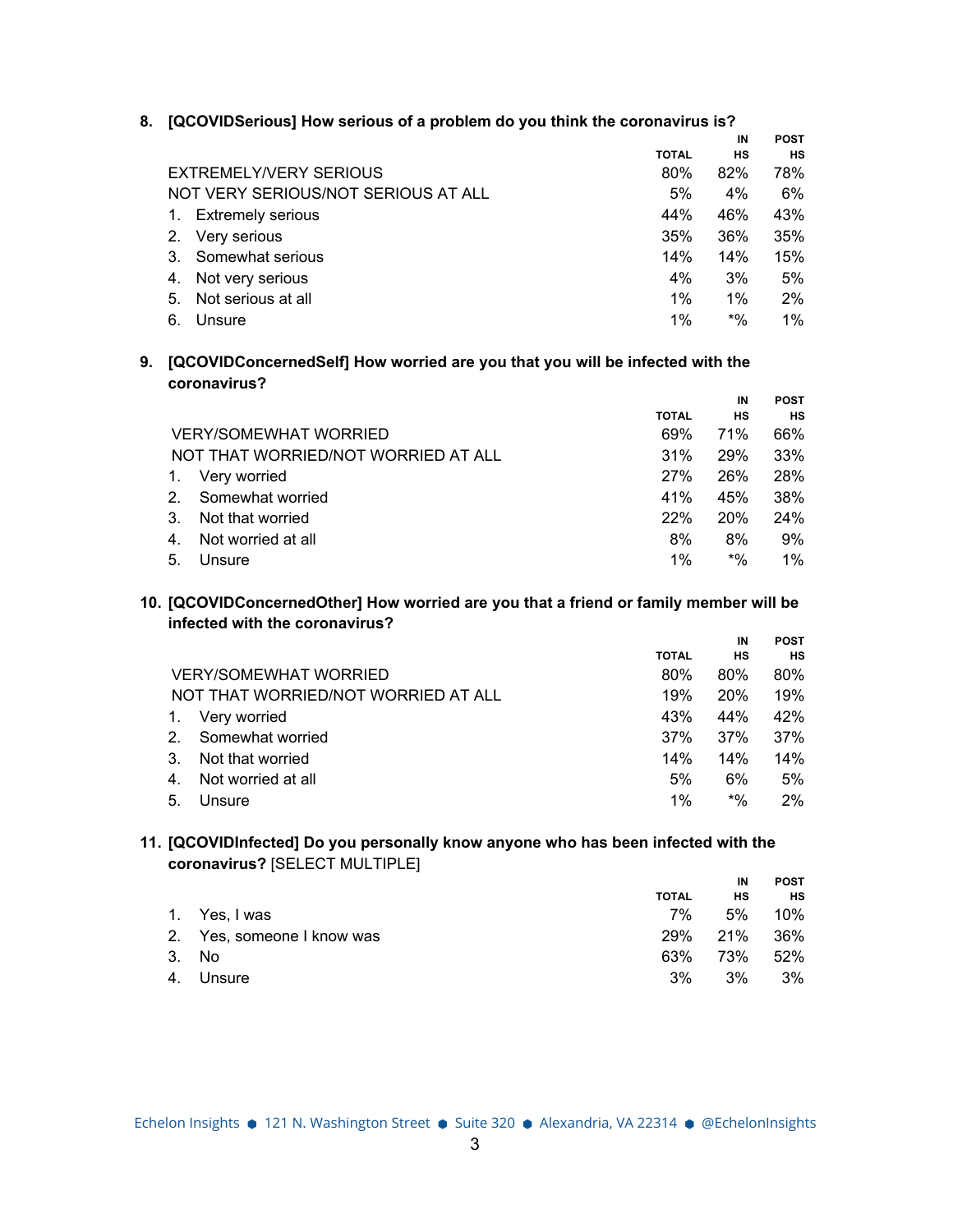**8. [QCOVIDSerious] How serious of a problem do you think the coronavirus is?**

| | TOTAL | IN HS | POST HS |
|---|---|---|---|
| EXTREMELY/VERY SERIOUS | 80% | 82% | 78% |
| NOT VERY SERIOUS/NOT SERIOUS AT ALL | 5% | 4% | 6% |
| 1. Extremely serious | 44% | 46% | 43% |
| 2. Very serious | 35% | 36% | 35% |
| 3. Somewhat serious | 14% | 14% | 15% |
| 4. Not very serious | 4% | 3% | 5% |
| 5. Not serious at all | 1% | 1% | 2% |
| 6. Unsure | 1% | *% | 1% |

**9. [QCOVIDConcernedSelf] How worried are you that you will be infected with the coronavirus?**

| | TOTAL | IN HS | POST HS |
|---|---|---|---|
| VERY/SOMEWHAT WORRIED | 69% | 71% | 66% |
| NOT THAT WORRIED/NOT WORRIED AT ALL | 31% | 29% | 33% |
| 1. Very worried | 27% | 26% | 28% |
| 2. Somewhat worried | 41% | 45% | 38% |
| 3. Not that worried | 22% | 20% | 24% |
| 4. Not worried at all | 8% | 8% | 9% |
| 5. Unsure | 1% | *% | 1% |

**10. [QCOVIDConcernedOther] How worried are you that a friend or family member will be infected with the coronavirus?**

| | TOTAL | IN HS | POST HS |
|---|---|---|---|
| VERY/SOMEWHAT WORRIED | 80% | 80% | 80% |
| NOT THAT WORRIED/NOT WORRIED AT ALL | 19% | 20% | 19% |
| 1. Very worried | 43% | 44% | 42% |
| 2. Somewhat worried | 37% | 37% | 37% |
| 3. Not that worried | 14% | 14% | 14% |
| 4. Not worried at all | 5% | 6% | 5% |
| 5. Unsure | 1% | *% | 2% |

**11. [QCOVIDInfected] Do you personally know anyone who has been infected with the coronavirus?** [SELECT MULTIPLE]

| | TOTAL | IN HS | POST HS |
|---|---|---|---|
| 1. Yes, I was | 7% | 5% | 10% |
| 2. Yes, someone I know was | 29% | 21% | 36% |
| 3. No | 63% | 73% | 52% |
| 4. Unsure | 3% | 3% | 3% |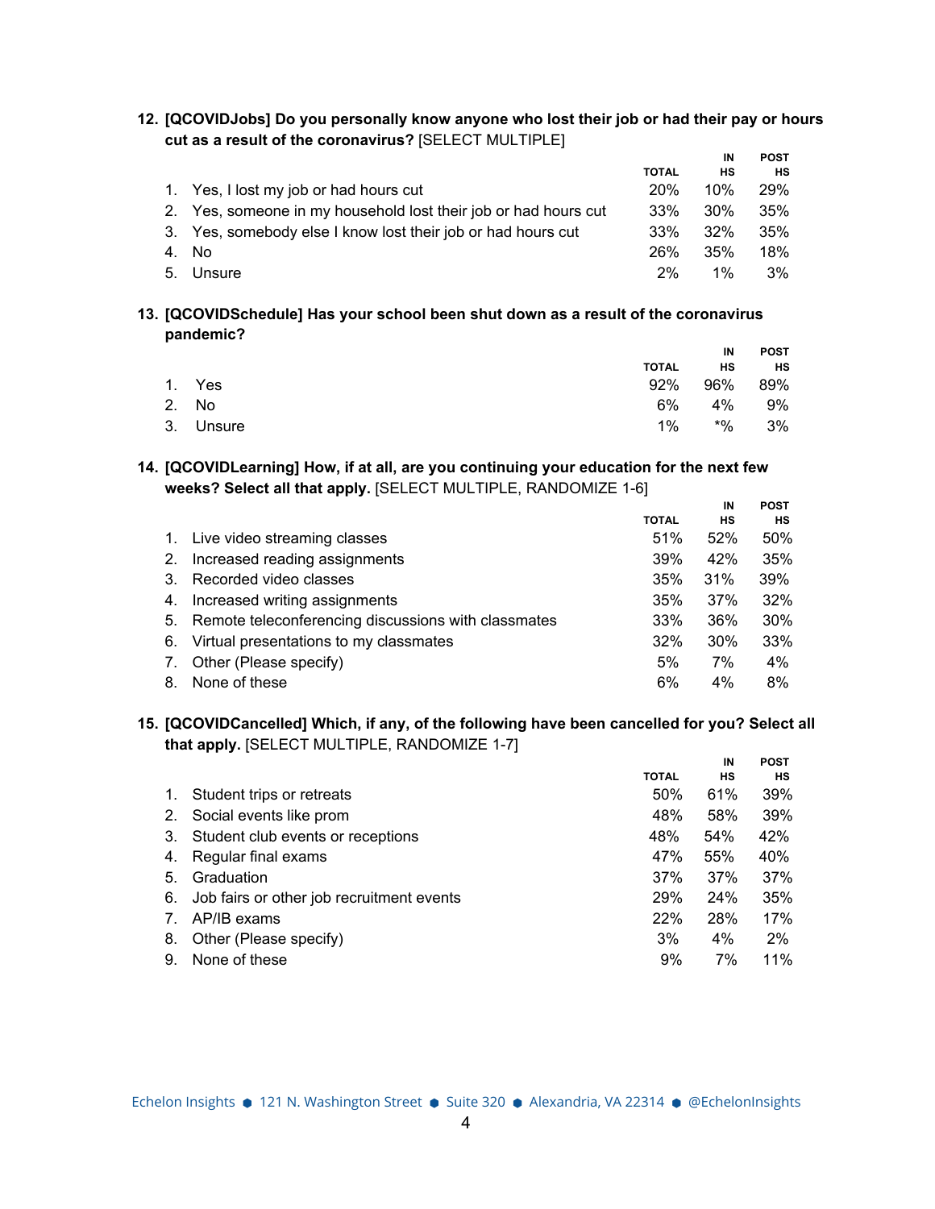**12. [QCOVIDJobs] Do you personally know anyone who lost their job or had their pay or hours cut as a result of the coronavirus?** [SELECT MULTIPLE]

| | TOTAL | IN HS | POST HS |
|---|---|---|---|
| 1. Yes, I lost my job or had hours cut | 20% | 10% | 29% |
| 2. Yes, someone in my household lost their job or had hours cut | 33% | 30% | 35% |
| 3. Yes, somebody else I know lost their job or had hours cut | 33% | 32% | 35% |
| 4. No | 26% | 35% | 18% |
| 5. Unsure | 2% | 1% | 3% |

**13. [QCOVIDSchedule] Has your school been shut down as a result of the coronavirus pandemic?**

| | TOTAL | IN HS | POST HS |
|---|---|---|---|
| 1. Yes | 92% | 96% | 89% |
| 2. No | 6% | 4% | 9% |
| 3. Unsure | 1% | *% | 3% |

**14. [QCOVIDLearning] How, if at all, are you continuing your education for the next few weeks? Select all that apply.** [SELECT MULTIPLE, RANDOMIZE 1-6]

| | TOTAL | IN HS | POST HS |
|---|---|---|---|
| 1. Live video streaming classes | 51% | 52% | 50% |
| 2. Increased reading assignments | 39% | 42% | 35% |
| 3. Recorded video classes | 35% | 31% | 39% |
| 4. Increased writing assignments | 35% | 37% | 32% |
| 5. Remote teleconferencing discussions with classmates | 33% | 36% | 30% |
| 6. Virtual presentations to my classmates | 32% | 30% | 33% |
| 7. Other (Please specify) | 5% | 7% | 4% |
| 8. None of these | 6% | 4% | 8% |

**15. [QCOVIDCancelled] Which, if any, of the following have been cancelled for you? Select all that apply.** [SELECT MULTIPLE, RANDOMIZE 1-7]

| | TOTAL | IN HS | POST HS |
|---|---|---|---|
| 1. Student trips or retreats | 50% | 61% | 39% |
| 2. Social events like prom | 48% | 58% | 39% |
| 3. Student club events or receptions | 48% | 54% | 42% |
| 4. Regular final exams | 47% | 55% | 40% |
| 5. Graduation | 37% | 37% | 37% |
| 6. Job fairs or other job recruitment events | 29% | 24% | 35% |
| 7. AP/IB exams | 22% | 28% | 17% |
| 8. Other (Please specify) | 3% | 4% | 2% |
| 9. None of these | 9% | 7% | 11% |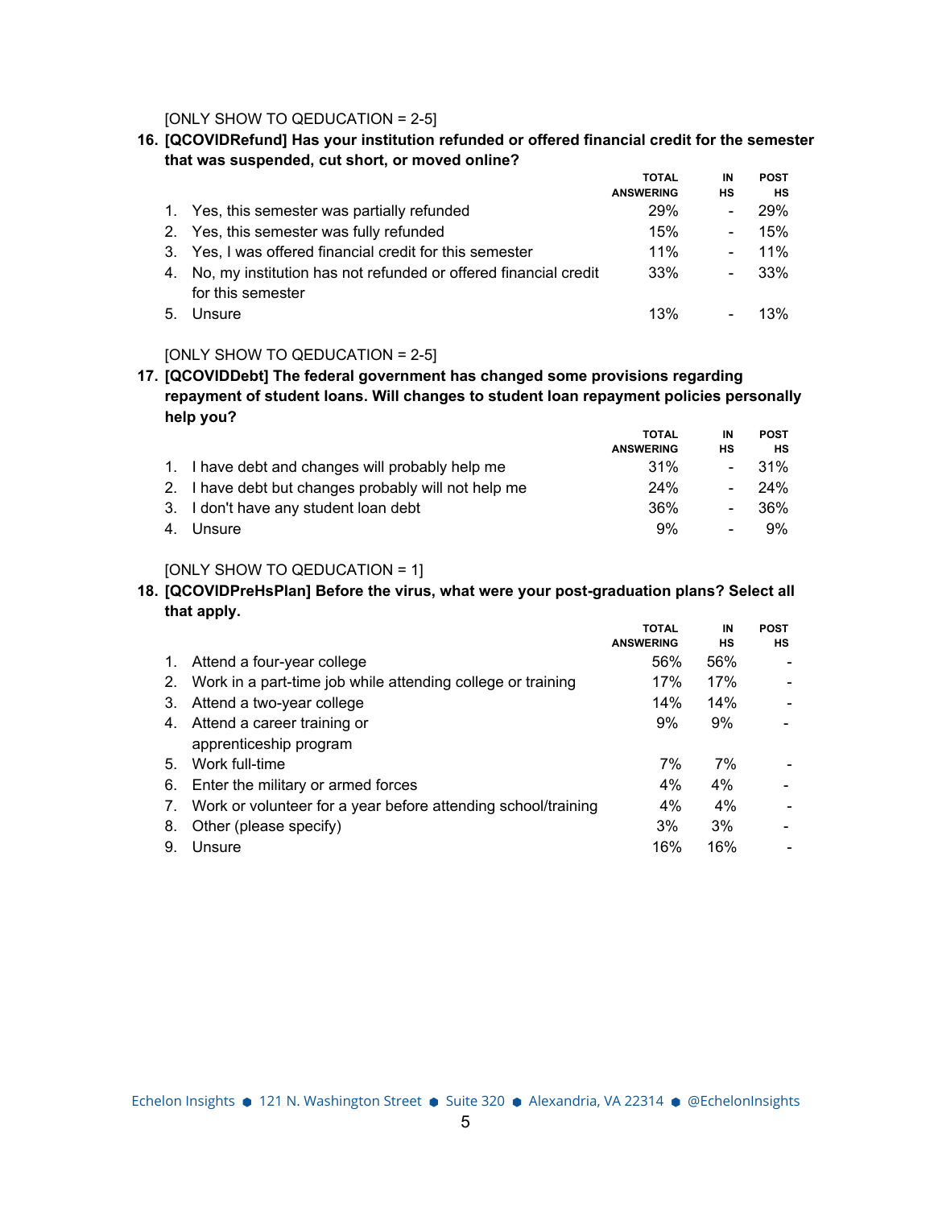[ONLY SHOW TO QEDUCATION = 2-5]

**16. [QCOVIDRefund] Has your institution refunded or offered financial credit for the semester that was suspended, cut short, or moved online?**

| | TOTAL ANSWERING | IN HS | POST HS |
|---|---|---|---|
| 1. Yes, this semester was partially refunded | 29% | - | 29% |
| 2. Yes, this semester was fully refunded | 15% | - | 15% |
| 3. Yes, I was offered financial credit for this semester | 11% | - | 11% |
| 4. No, my institution has not refunded or offered financial credit for this semester | 33% | - | 33% |
| 5. Unsure | 13% | - | 13% |

[ONLY SHOW TO QEDUCATION = 2-5]

**17. [QCOVIDDebt] The federal government has changed some provisions regarding repayment of student loans. Will changes to student loan repayment policies personally help you?**

| | TOTAL ANSWERING | IN HS | POST HS |
|---|---|---|---|
| 1. I have debt and changes will probably help me | 31% | - | 31% |
| 2. I have debt but changes probably will not help me | 24% | - | 24% |
| 3. I don't have any student loan debt | 36% | - | 36% |
| 4. Unsure | 9% | - | 9% |

[ONLY SHOW TO QEDUCATION = 1]

**18. [QCOVIDPreHsPlan] Before the virus, what were your post-graduation plans? Select all that apply.**

| | TOTAL ANSWERING | IN HS | POST HS |
|---|---|---|---|
| 1. Attend a four-year college | 56% | 56% | - |
| 2. Work in a part-time job while attending college or training | 17% | 17% | - |
| 3. Attend a two-year college | 14% | 14% | - |
| 4. Attend a career training or apprenticeship program | 9% | 9% | - |
| 5. Work full-time | 7% | 7% | - |
| 6. Enter the military or armed forces | 4% | 4% | - |
| 7. Work or volunteer for a year before attending school/training | 4% | 4% | - |
| 8. Other (please specify) | 3% | 3% | - |
| 9. Unsure | 16% | 16% | - |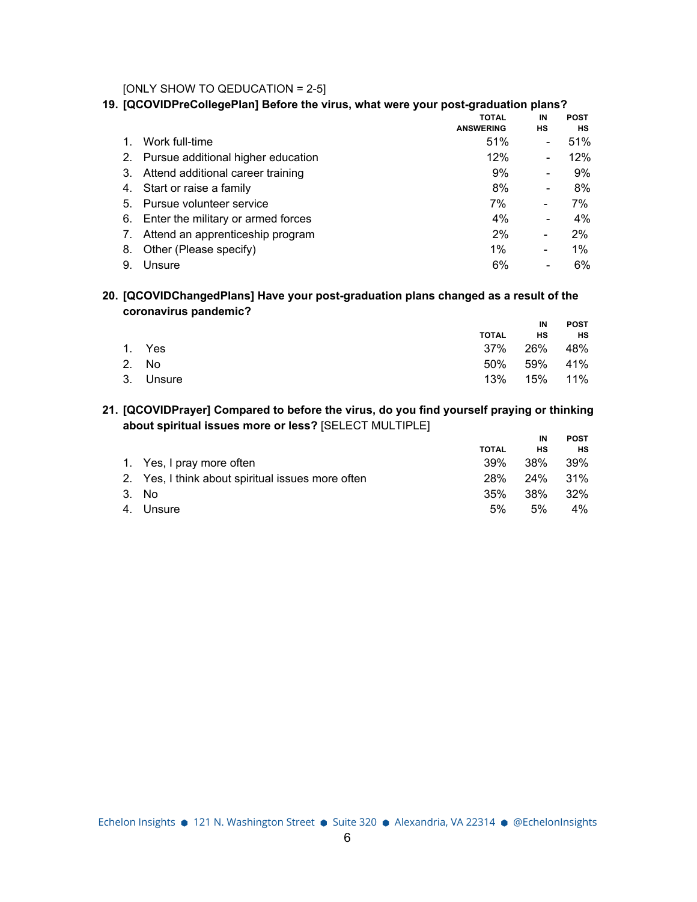[ONLY SHOW TO QEDUCATION = 2-5]

**19. [QCOVIDPreCollegePlan] Before the virus, what were your post-graduation plans?**

| | TOTAL ANSWERING | IN HS | POST HS |
|---|---|---|---|
| 1. Work full-time | 51% | - | 51% |
| 2. Pursue additional higher education | 12% | - | 12% |
| 3. Attend additional career training | 9% | - | 9% |
| 4. Start or raise a family | 8% | - | 8% |
| 5. Pursue volunteer service | 7% | - | 7% |
| 6. Enter the military or armed forces | 4% | - | 4% |
| 7. Attend an apprenticeship program | 2% | - | 2% |
| 8. Other (Please specify) | 1% | - | 1% |
| 9. Unsure | 6% | - | 6% |

**20. [QCOVIDChangedPlans] Have your post-graduation plans changed as a result of the coronavirus pandemic?**

| | TOTAL | IN HS | POST HS |
|---|---|---|---|
| 1. Yes | 37% | 26% | 48% |
| 2. No | 50% | 59% | 41% |
| 3. Unsure | 13% | 15% | 11% |

**21. [QCOVIDPrayer] Compared to before the virus, do you find yourself praying or thinking about spiritual issues more or less?** [SELECT MULTIPLE]

| | TOTAL | IN HS | POST HS |
|---|---|---|---|
| 1. Yes, I pray more often | 39% | 38% | 39% |
| 2. Yes, I think about spiritual issues more often | 28% | 24% | 31% |
| 3. No | 35% | 38% | 32% |
| 4. Unsure | 5% | 5% | 4% |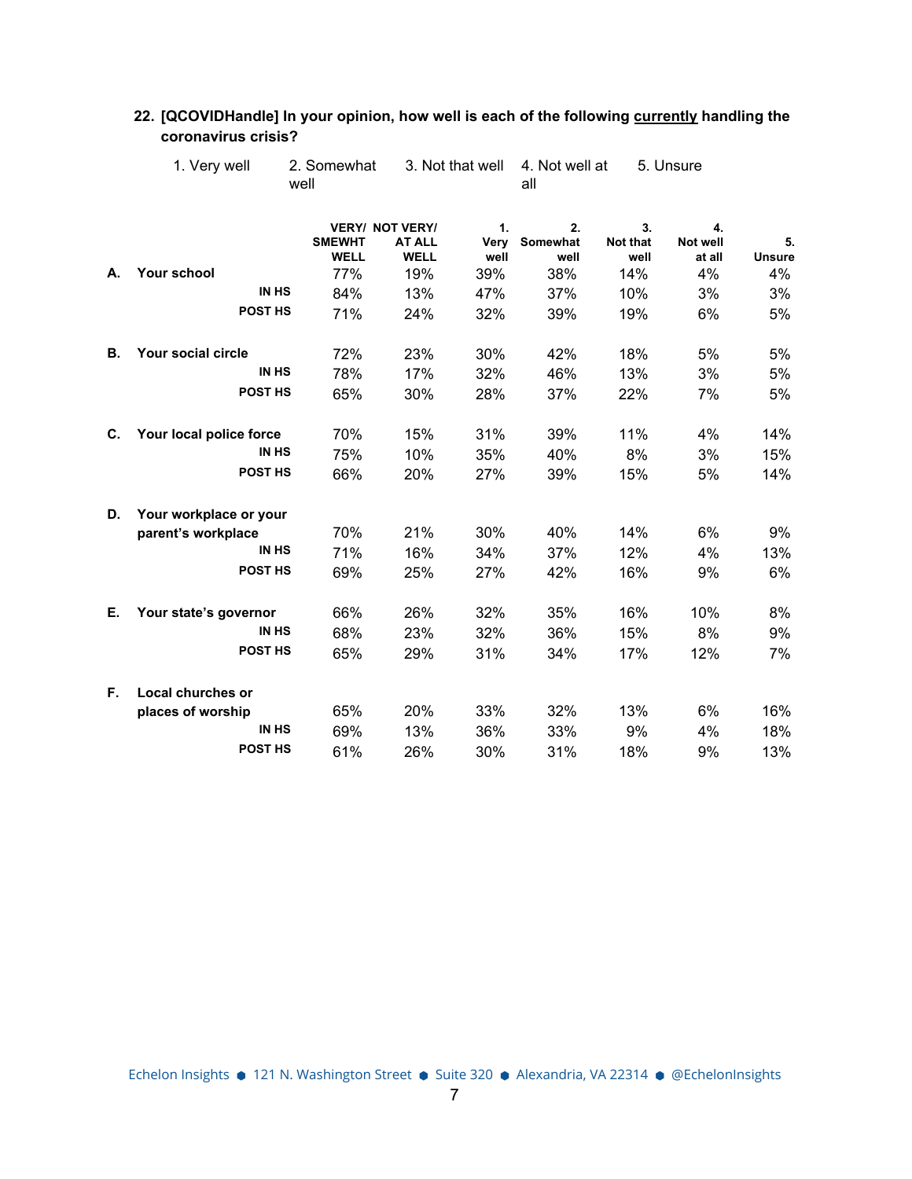**22. [QCOVIDHandle] In your opinion, how well is each of the following currently handling the coronavirus crisis?**

1. Very well
2. Somewhat well
3. Not that well
4. Not well at all
5. Unsure

| | | VERY/ SMEWHT WELL | NOT VERY/ AT ALL WELL | 1. Very well | 2. Somewhat well | 3. Not that well | 4. Not well at all | 5. Unsure |
|---|---|---|---|---|---|---|---|---|
| **A.** | **Your school** | 77% | 19% | 39% | 38% | 14% | 4% | 4% |
| | **IN HS** | 84% | 13% | 47% | 37% | 10% | 3% | 3% |
| | **POST HS** | 71% | 24% | 32% | 39% | 19% | 6% | 5% |
| **B.** | **Your social circle** | 72% | 23% | 30% | 42% | 18% | 5% | 5% |
| | **IN HS** | 78% | 17% | 32% | 46% | 13% | 3% | 5% |
| | **POST HS** | 65% | 30% | 28% | 37% | 22% | 7% | 5% |
| **C.** | **Your local police force** | 70% | 15% | 31% | 39% | 11% | 4% | 14% |
| | **IN HS** | 75% | 10% | 35% | 40% | 8% | 3% | 15% |
| | **POST HS** | 66% | 20% | 27% | 39% | 15% | 5% | 14% |
| **D.** | **Your workplace or your parent's workplace** | 70% | 21% | 30% | 40% | 14% | 6% | 9% |
| | **IN HS** | 71% | 16% | 34% | 37% | 12% | 4% | 13% |
| | **POST HS** | 69% | 25% | 27% | 42% | 16% | 9% | 6% |
| **E.** | **Your state's governor** | 66% | 26% | 32% | 35% | 16% | 10% | 8% |
| | **IN HS** | 68% | 23% | 32% | 36% | 15% | 8% | 9% |
| | **POST HS** | 65% | 29% | 31% | 34% | 17% | 12% | 7% |
| **F.** | **Local churches or places of worship** | 65% | 20% | 33% | 32% | 13% | 6% | 16% |
| | **IN HS** | 69% | 13% | 36% | 33% | 9% | 4% | 18% |
| | **POST HS** | 61% | 26% | 30% | 31% | 18% | 9% | 13% |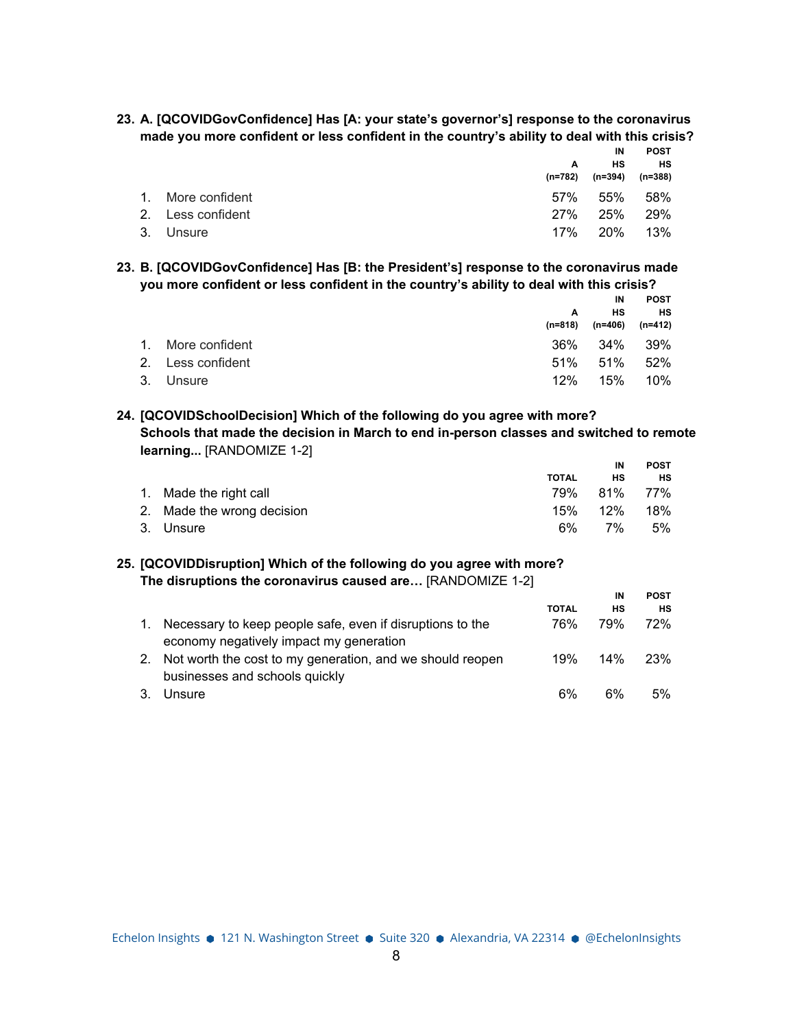**23. A. [QCOVIDGovConfidence] Has [A: your state's governor's] response to the coronavirus made you more confident or less confident in the country's ability to deal with this crisis?**

| | A (n=782) | IN HS (n=394) | POST HS (n=388) |
|---|---|---|---|
| 1. More confident | 57% | 55% | 58% |
| 2. Less confident | 27% | 25% | 29% |
| 3. Unsure | 17% | 20% | 13% |

**23. B. [QCOVIDGovConfidence] Has [B: the President's] response to the coronavirus made you more confident or less confident in the country's ability to deal with this crisis?**

| | A (n=818) | IN HS (n=406) | POST HS (n=412) |
|---|---|---|---|
| 1. More confident | 36% | 34% | 39% |
| 2. Less confident | 51% | 51% | 52% |
| 3. Unsure | 12% | 15% | 10% |

**24. [QCOVIDSchoolDecision] Which of the following do you agree with more? Schools that made the decision in March to end in-person classes and switched to remote learning...** [RANDOMIZE 1-2]

| | TOTAL | IN HS | POST HS |
|---|---|---|---|
| 1. Made the right call | 79% | 81% | 77% |
| 2. Made the wrong decision | 15% | 12% | 18% |
| 3. Unsure | 6% | 7% | 5% |

**25. [QCOVIDDisruption] Which of the following do you agree with more? The disruptions the coronavirus caused are…** [RANDOMIZE 1-2]

| | TOTAL | IN HS | POST HS |
|---|---|---|---|
| 1. Necessary to keep people safe, even if disruptions to the economy negatively impact my generation | 76% | 79% | 72% |
| 2. Not worth the cost to my generation, and we should reopen businesses and schools quickly | 19% | 14% | 23% |
| 3. Unsure | 6% | 6% | 5% |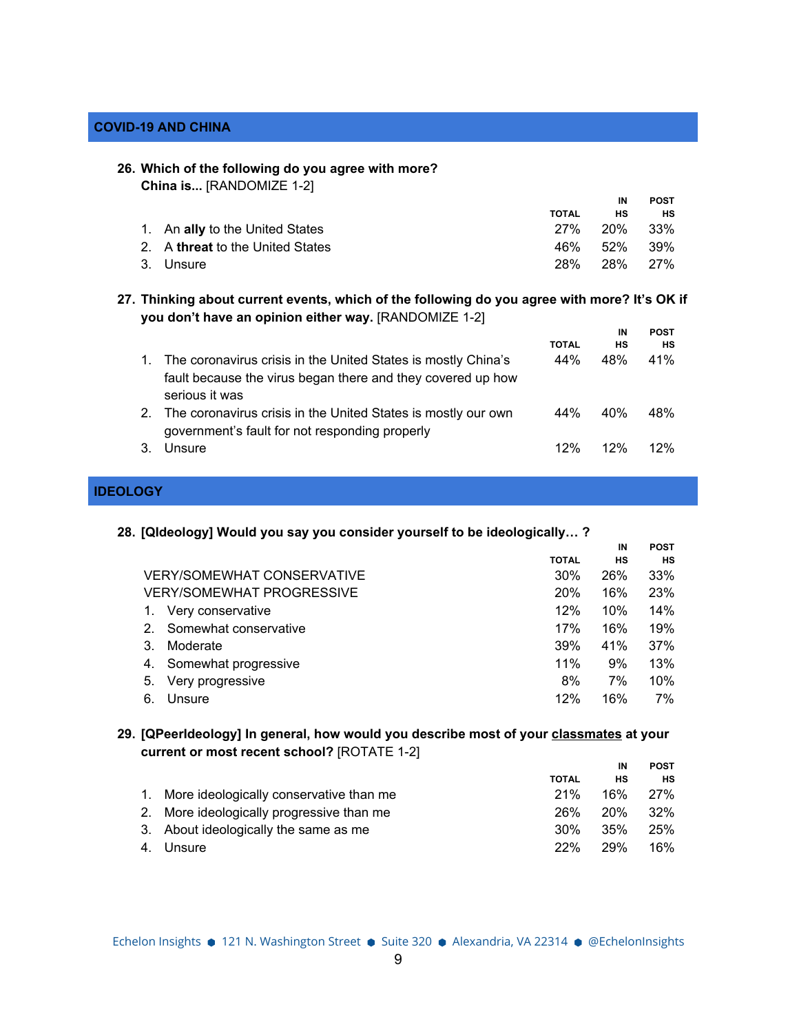## COVID-19 AND CHINA

**26. Which of the following do you agree with more? China is...** [RANDOMIZE 1-2]

| | TOTAL | IN HS | POST HS |
|---|---|---|---|
| 1. An **ally** to the United States | 27% | 20% | 33% |
| 2. A **threat** to the United States | 46% | 52% | 39% |
| 3. Unsure | 28% | 28% | 27% |

**27. Thinking about current events, which of the following do you agree with more? It's OK if you don't have an opinion either way.** [RANDOMIZE 1-2]

| | TOTAL | IN HS | POST HS |
|---|---|---|---|
| 1. The coronavirus crisis in the United States is mostly China's fault because the virus began there and they covered up how serious it was | 44% | 48% | 41% |
| 2. The coronavirus crisis in the United States is mostly our own government's fault for not responding properly | 44% | 40% | 48% |
| 3. Unsure | 12% | 12% | 12% |

## IDEOLOGY

**28. [QIdeology] Would you say you consider yourself to be ideologically… ?**

| | TOTAL | IN HS | POST HS |
|---|---|---|---|
| VERY/SOMEWHAT CONSERVATIVE | 30% | 26% | 33% |
| VERY/SOMEWHAT PROGRESSIVE | 20% | 16% | 23% |
| 1. Very conservative | 12% | 10% | 14% |
| 2. Somewhat conservative | 17% | 16% | 19% |
| 3. Moderate | 39% | 41% | 37% |
| 4. Somewhat progressive | 11% | 9% | 13% |
| 5. Very progressive | 8% | 7% | 10% |
| 6. Unsure | 12% | 16% | 7% |

**29. [QPeerIdeology] In general, how would you describe most of your classmates at your current or most recent school?** [ROTATE 1-2]

| | TOTAL | IN HS | POST HS |
|---|---|---|---|
| 1. More ideologically conservative than me | 21% | 16% | 27% |
| 2. More ideologically progressive than me | 26% | 20% | 32% |
| 3. About ideologically the same as me | 30% | 35% | 25% |
| 4. Unsure | 22% | 29% | 16% |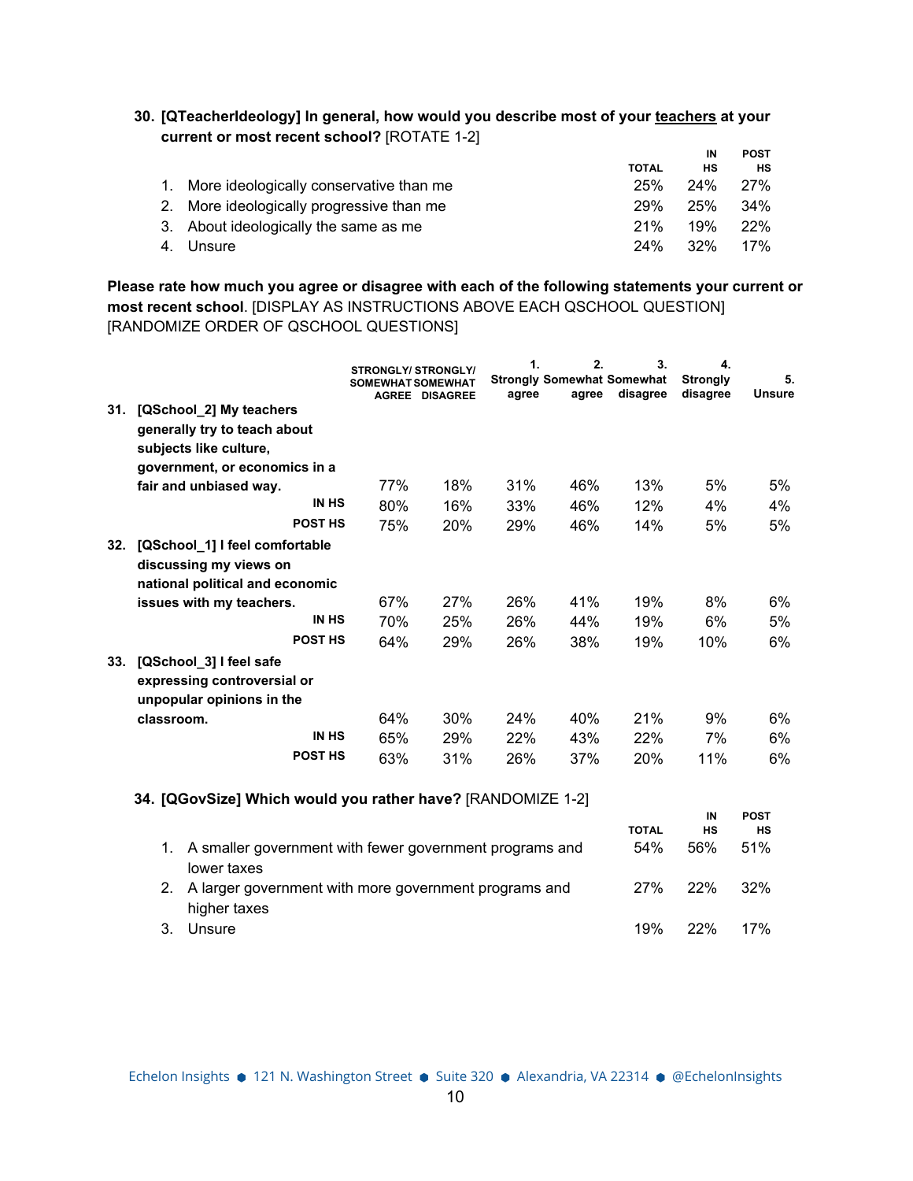**30. [QTeacherIdeology] In general, how would you describe most of your <u>teachers</u> at your current or most recent school?** [ROTATE 1-2]

| | TOTAL | IN HS | POST HS |
|---|---|---|---|
| 1. More ideologically conservative than me | 25% | 24% | 27% |
| 2. More ideologically progressive than me | 29% | 25% | 34% |
| 3. About ideologically the same as me | 21% | 19% | 22% |
| 4. Unsure | 24% | 32% | 17% |

**Please rate how much you agree or disagree with each of the following statements your current or most recent school**. [DISPLAY AS INSTRUCTIONS ABOVE EACH QSCHOOL QUESTION] [RANDOMIZE ORDER OF QSCHOOL QUESTIONS]

| | STRONGLY/ SOMEWHAT AGREE | STRONGLY/ SOMEWHAT DISAGREE | 1. Strongly agree | 2. Somewhat agree | 3. Somewhat disagree | 4. Strongly disagree | 5. Unsure |
|---|---|---|---|---|---|---|---|
| **31. [QSchool_2] My teachers generally try to teach about subjects like culture, government, or economics in a fair and unbiased way.** | 77% | 18% | 31% | 46% | 13% | 5% | 5% |
| **IN HS** | 80% | 16% | 33% | 46% | 12% | 4% | 4% |
| **POST HS** | 75% | 20% | 29% | 46% | 14% | 5% | 5% |
| **32. [QSchool_1] I feel comfortable discussing my views on national political and economic issues with my teachers.** | 67% | 27% | 26% | 41% | 19% | 8% | 6% |
| **IN HS** | 70% | 25% | 26% | 44% | 19% | 6% | 5% |
| **POST HS** | 64% | 29% | 26% | 38% | 19% | 10% | 6% |
| **33. [QSchool_3] I feel safe expressing controversial or unpopular opinions in the classroom.** | 64% | 30% | 24% | 40% | 21% | 9% | 6% |
| **IN HS** | 65% | 29% | 22% | 43% | 22% | 7% | 6% |
| **POST HS** | 63% | 31% | 26% | 37% | 20% | 11% | 6% |

**34. [QGovSize] Which would you rather have?** [RANDOMIZE 1-2]

| | TOTAL | IN HS | POST HS |
|---|---|---|---|
| 1. A smaller government with fewer government programs and lower taxes | 54% | 56% | 51% |
| 2. A larger government with more government programs and higher taxes | 27% | 22% | 32% |
| 3. Unsure | 19% | 22% | 17% |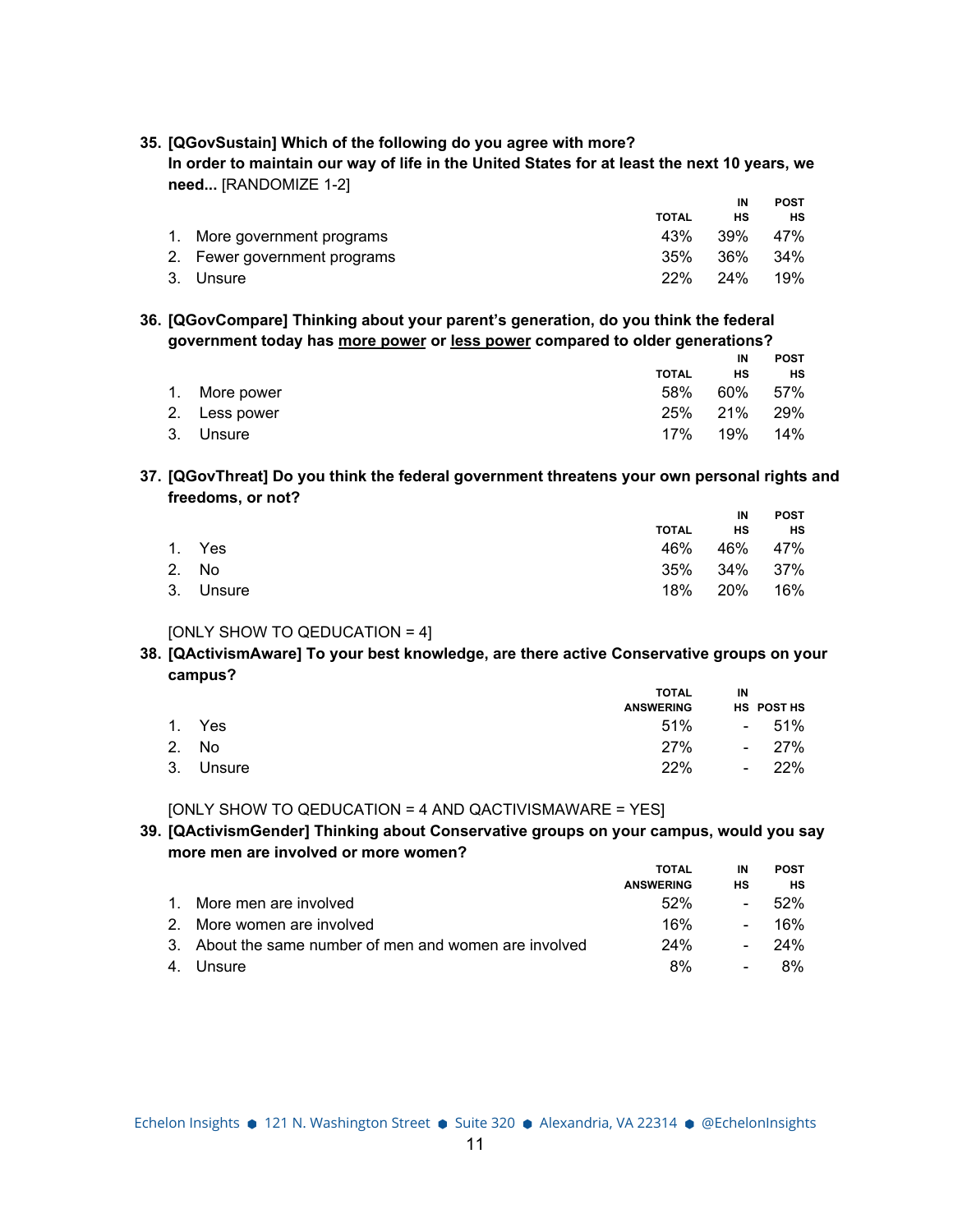**35. [QGovSustain] Which of the following do you agree with more?**
**In order to maintain our way of life in the United States for at least the next 10 years, we need...** [RANDOMIZE 1-2]

| | TOTAL | IN HS | POST HS |
|---|---|---|---|
| 1. More government programs | 43% | 39% | 47% |
| 2. Fewer government programs | 35% | 36% | 34% |
| 3. Unsure | 22% | 24% | 19% |

**36. [QGovCompare] Thinking about your parent's generation, do you think the federal government today has <u>more power</u> or <u>less power</u> compared to older generations?**

| | TOTAL | IN HS | POST HS |
|---|---|---|---|
| 1. More power | 58% | 60% | 57% |
| 2. Less power | 25% | 21% | 29% |
| 3. Unsure | 17% | 19% | 14% |

**37. [QGovThreat] Do you think the federal government threatens your own personal rights and freedoms, or not?**

| | TOTAL | IN HS | POST HS |
|---|---|---|---|
| 1. Yes | 46% | 46% | 47% |
| 2. No | 35% | 34% | 37% |
| 3. Unsure | 18% | 20% | 16% |

[ONLY SHOW TO QEDUCATION = 4]

**38. [QActivismAware] To your best knowledge, are there active Conservative groups on your campus?**

| | TOTAL ANSWERING | IN HS | POST HS |
|---|---|---|---|
| 1. Yes | 51% | - | 51% |
| 2. No | 27% | - | 27% |
| 3. Unsure | 22% | - | 22% |

[ONLY SHOW TO QEDUCATION = 4 AND QACTIVISMAWARE = YES]

**39. [QActivismGender] Thinking about Conservative groups on your campus, would you say more men are involved or more women?**

| | TOTAL ANSWERING | IN HS | POST HS |
|---|---|---|---|
| 1. More men are involved | 52% | - | 52% |
| 2. More women are involved | 16% | - | 16% |
| 3. About the same number of men and women are involved | 24% | - | 24% |
| 4. Unsure | 8% | - | 8% |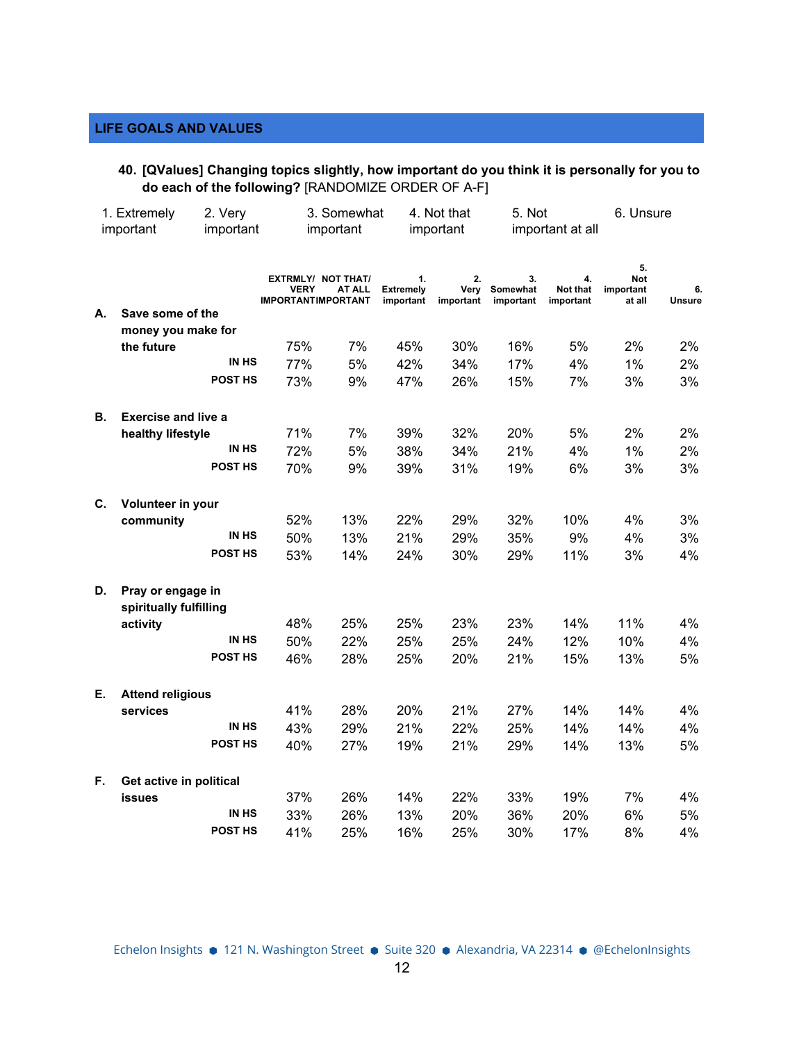## LIFE GOALS AND VALUES

**40. [QValues] Changing topics slightly, how important do you think it is personally for you to do each of the following?** [RANDOMIZE ORDER OF A-F]

1. Extremely important
2. Very important
3. Somewhat important
4. Not that important
5. Not important at all
6. Unsure

| | | EXTRMLY/ VERY IMPORTANT | NOT THAT/ AT ALL IMPORTANT | 1. Extremely important | 2. Very important | 3. Somewhat important | 4. Not that important | 5. Not important at all | 6. Unsure |
|---|---|---|---|---|---|---|---|---|---|
| A. | **Save some of the money you make for the future** | 75% | 7% | 45% | 30% | 16% | 5% | 2% | 2% |
| | **IN HS** | 77% | 5% | 42% | 34% | 17% | 4% | 1% | 2% |
| | **POST HS** | 73% | 9% | 47% | 26% | 15% | 7% | 3% | 3% |
| B. | **Exercise and live a healthy lifestyle** | 71% | 7% | 39% | 32% | 20% | 5% | 2% | 2% |
| | **IN HS** | 72% | 5% | 38% | 34% | 21% | 4% | 1% | 2% |
| | **POST HS** | 70% | 9% | 39% | 31% | 19% | 6% | 3% | 3% |
| C. | **Volunteer in your community** | 52% | 13% | 22% | 29% | 32% | 10% | 4% | 3% |
| | **IN HS** | 50% | 13% | 21% | 29% | 35% | 9% | 4% | 3% |
| | **POST HS** | 53% | 14% | 24% | 30% | 29% | 11% | 3% | 4% |
| D. | **Pray or engage in spiritually fulfilling activity** | 48% | 25% | 25% | 23% | 23% | 14% | 11% | 4% |
| | **IN HS** | 50% | 22% | 25% | 25% | 24% | 12% | 10% | 4% |
| | **POST HS** | 46% | 28% | 25% | 20% | 21% | 15% | 13% | 5% |
| E. | **Attend religious services** | 41% | 28% | 20% | 21% | 27% | 14% | 14% | 4% |
| | **IN HS** | 43% | 29% | 21% | 22% | 25% | 14% | 14% | 4% |
| | **POST HS** | 40% | 27% | 19% | 21% | 29% | 14% | 13% | 5% |
| F. | **Get active in political issues** | 37% | 26% | 14% | 22% | 33% | 19% | 7% | 4% |
| | **IN HS** | 33% | 26% | 13% | 20% | 36% | 20% | 6% | 5% |
| | **POST HS** | 41% | 25% | 16% | 25% | 30% | 17% | 8% | 4% |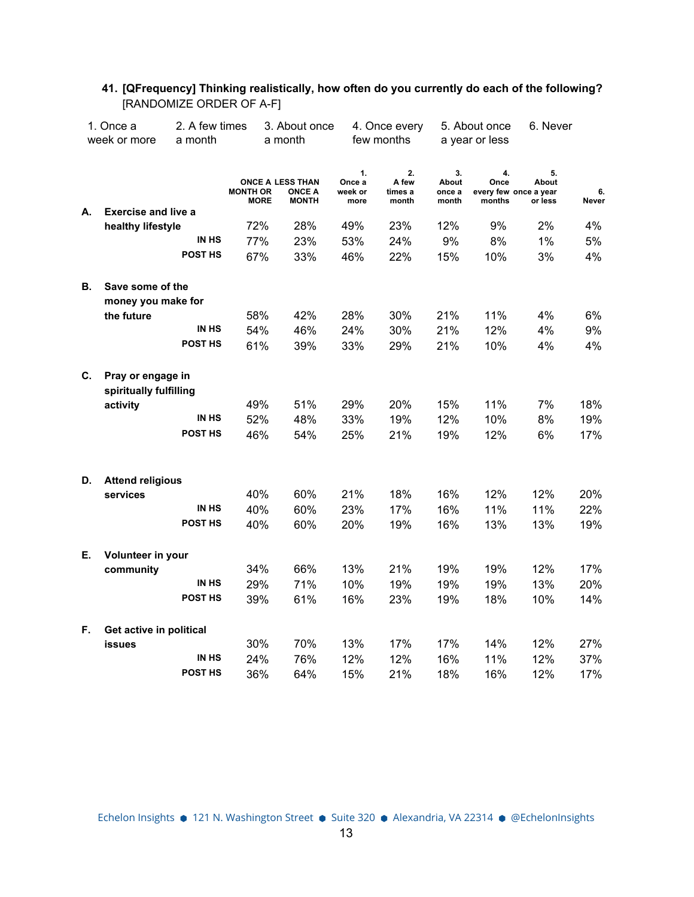**41. [QFrequency] Thinking realistically, how often do you currently do each of the following?** [RANDOMIZE ORDER OF A-F]

1. Once a week or more
2. A few times a month
3. About once a month
4. Once every few months
5. About once a year or less
6. Never

| | | ONCE A MONTH OR MORE | LESS THAN ONCE A MONTH | 1. Once a week or more | 2. A few times a month | 3. About once a month | 4. Once every few months | 5. About once a year or less | 6. Never |
|---|---|---|---|---|---|---|---|---|---|
| A. | Exercise and live a healthy lifestyle | 72% | 28% | 49% | 23% | 12% | 9% | 2% | 4% |
| | IN HS | 77% | 23% | 53% | 24% | 9% | 8% | 1% | 5% |
| | POST HS | 67% | 33% | 46% | 22% | 15% | 10% | 3% | 4% |
| B. | Save some of the money you make for the future | 58% | 42% | 28% | 30% | 21% | 11% | 4% | 6% |
| | IN HS | 54% | 46% | 24% | 30% | 21% | 12% | 4% | 9% |
| | POST HS | 61% | 39% | 33% | 29% | 21% | 10% | 4% | 4% |
| C. | Pray or engage in spiritually fulfilling activity | 49% | 51% | 29% | 20% | 15% | 11% | 7% | 18% |
| | IN HS | 52% | 48% | 33% | 19% | 12% | 10% | 8% | 19% |
| | POST HS | 46% | 54% | 25% | 21% | 19% | 12% | 6% | 17% |
| D. | Attend religious services | 40% | 60% | 21% | 18% | 16% | 12% | 12% | 20% |
| | IN HS | 40% | 60% | 23% | 17% | 16% | 11% | 11% | 22% |
| | POST HS | 40% | 60% | 20% | 19% | 16% | 13% | 13% | 19% |
| E. | Volunteer in your community | 34% | 66% | 13% | 21% | 19% | 19% | 12% | 17% |
| | IN HS | 29% | 71% | 10% | 19% | 19% | 19% | 13% | 20% |
| | POST HS | 39% | 61% | 16% | 23% | 19% | 18% | 10% | 14% |
| F. | Get active in political issues | 30% | 70% | 13% | 17% | 17% | 14% | 12% | 27% |
| | IN HS | 24% | 76% | 12% | 12% | 16% | 11% | 12% | 37% |
| | POST HS | 36% | 64% | 15% | 21% | 18% | 16% | 12% | 17% |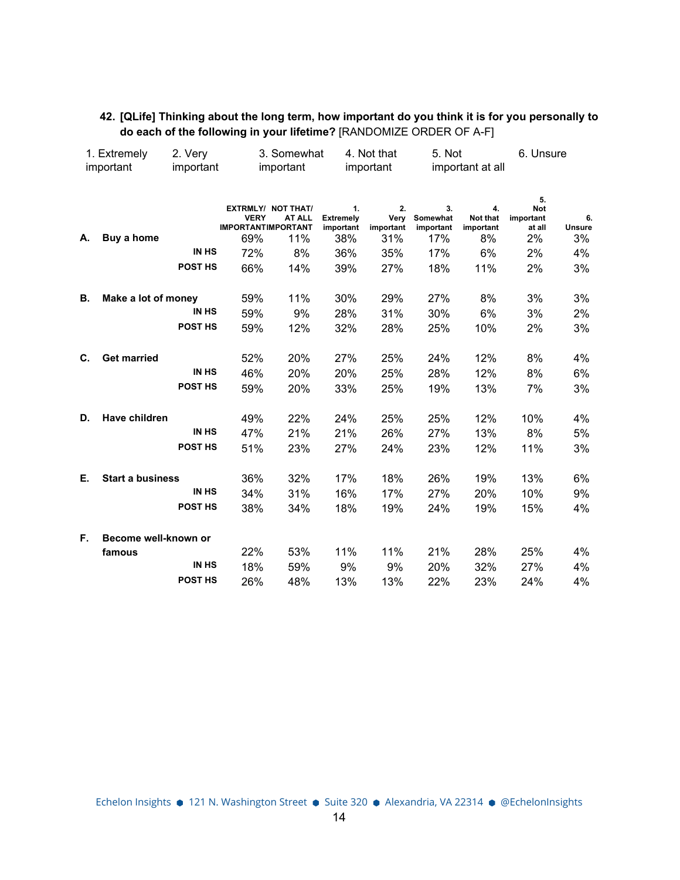**42. [QLife] Thinking about the long term, how important do you think it is for you personally to do each of the following in your lifetime?** [RANDOMIZE ORDER OF A-F]

1. Extremely important
2. Very important
3. Somewhat important
4. Not that important
5. Not important at all
6. Unsure

| | | EXTRMLY/ VERY IMPORTANT | NOT THAT/ AT ALL IMPORTANT | 1. Extremely important | 2. Very important | 3. Somewhat important | 4. Not that important | 5. Not important at all | 6. Unsure |
|---|---|---|---|---|---|---|---|---|---|
| **A.** | **Buy a home** | 69% | 11% | 38% | 31% | 17% | 8% | 2% | 3% |
| | **IN HS** | 72% | 8% | 36% | 35% | 17% | 6% | 2% | 4% |
| | **POST HS** | 66% | 14% | 39% | 27% | 18% | 11% | 2% | 3% |
| **B.** | **Make a lot of money** | 59% | 11% | 30% | 29% | 27% | 8% | 3% | 3% |
| | **IN HS** | 59% | 9% | 28% | 31% | 30% | 6% | 3% | 2% |
| | **POST HS** | 59% | 12% | 32% | 28% | 25% | 10% | 2% | 3% |
| **C.** | **Get married** | 52% | 20% | 27% | 25% | 24% | 12% | 8% | 4% |
| | **IN HS** | 46% | 20% | 20% | 25% | 28% | 12% | 8% | 6% |
| | **POST HS** | 59% | 20% | 33% | 25% | 19% | 13% | 7% | 3% |
| **D.** | **Have children** | 49% | 22% | 24% | 25% | 25% | 12% | 10% | 4% |
| | **IN HS** | 47% | 21% | 21% | 26% | 27% | 13% | 8% | 5% |
| | **POST HS** | 51% | 23% | 27% | 24% | 23% | 12% | 11% | 3% |
| **E.** | **Start a business** | 36% | 32% | 17% | 18% | 26% | 19% | 13% | 6% |
| | **IN HS** | 34% | 31% | 16% | 17% | 27% | 20% | 10% | 9% |
| | **POST HS** | 38% | 34% | 18% | 19% | 24% | 19% | 15% | 4% |
| **F.** | **Become well-known or famous** | 22% | 53% | 11% | 11% | 21% | 28% | 25% | 4% |
| | **IN HS** | 18% | 59% | 9% | 9% | 20% | 32% | 27% | 4% |
| | **POST HS** | 26% | 48% | 13% | 13% | 22% | 23% | 24% | 4% |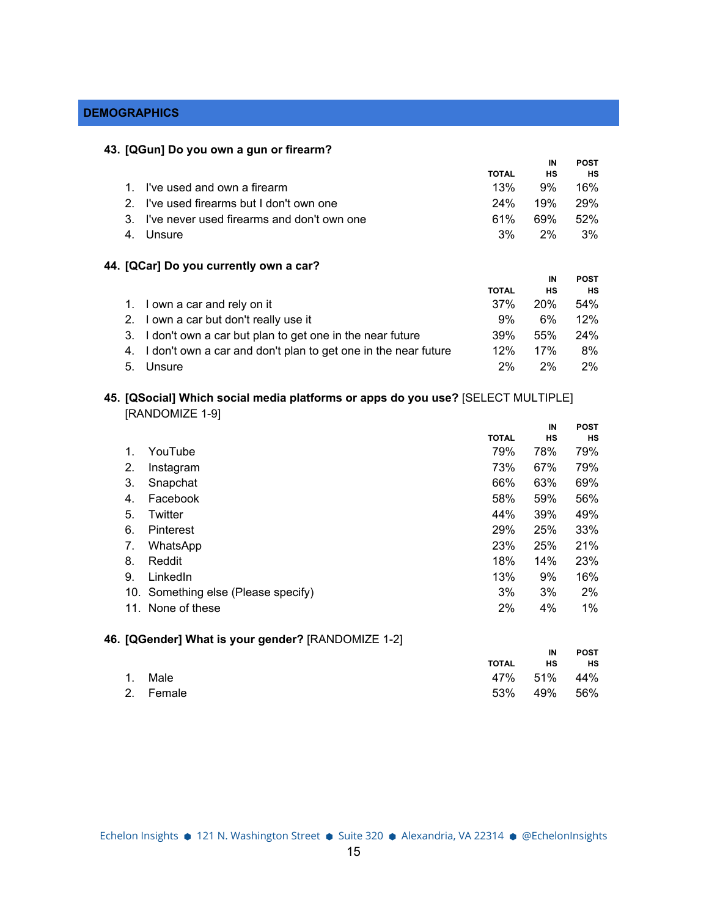## DEMOGRAPHICS

**43. [QGun] Do you own a gun or firearm?**

| | TOTAL | IN HS | POST HS |
|---|---|---|---|
| 1. I've used and own a firearm | 13% | 9% | 16% |
| 2. I've used firearms but I don't own one | 24% | 19% | 29% |
| 3. I've never used firearms and don't own one | 61% | 69% | 52% |
| 4. Unsure | 3% | 2% | 3% |

**44. [QCar] Do you currently own a car?**

| | TOTAL | IN HS | POST HS |
|---|---|---|---|
| 1. I own a car and rely on it | 37% | 20% | 54% |
| 2. I own a car but don't really use it | 9% | 6% | 12% |
| 3. I don't own a car but plan to get one in the near future | 39% | 55% | 24% |
| 4. I don't own a car and don't plan to get one in the near future | 12% | 17% | 8% |
| 5. Unsure | 2% | 2% | 2% |

**45. [QSocial] Which social media platforms or apps do you use?** [SELECT MULTIPLE] [RANDOMIZE 1-9]

| | TOTAL | IN HS | POST HS |
|---|---|---|---|
| 1. YouTube | 79% | 78% | 79% |
| 2. Instagram | 73% | 67% | 79% |
| 3. Snapchat | 66% | 63% | 69% |
| 4. Facebook | 58% | 59% | 56% |
| 5. Twitter | 44% | 39% | 49% |
| 6. Pinterest | 29% | 25% | 33% |
| 7. WhatsApp | 23% | 25% | 21% |
| 8. Reddit | 18% | 14% | 23% |
| 9. LinkedIn | 13% | 9% | 16% |
| 10. Something else (Please specify) | 3% | 3% | 2% |
| 11. None of these | 2% | 4% | 1% |

**46. [QGender] What is your gender?** [RANDOMIZE 1-2]

| | TOTAL | IN HS | POST HS |
|---|---|---|---|
| 1. Male | 47% | 51% | 44% |
| 2. Female | 53% | 49% | 56% |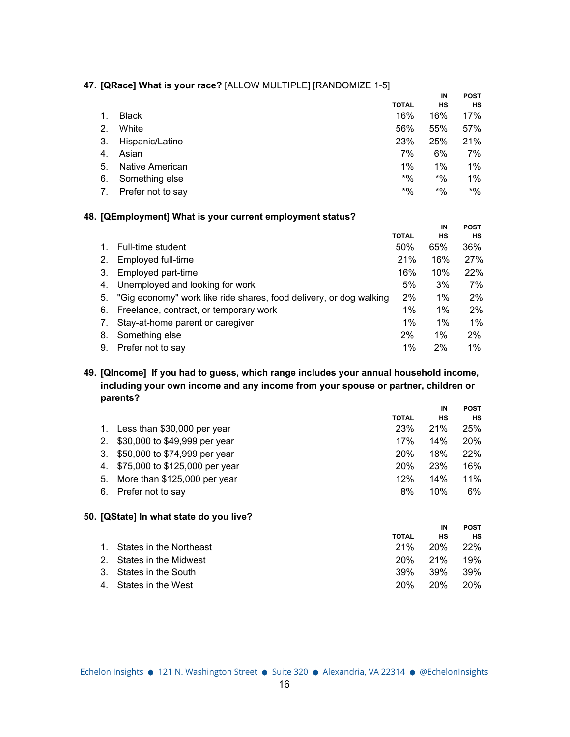**47. [QRace] What is your race?** [ALLOW MULTIPLE] [RANDOMIZE 1-5]

| | TOTAL | IN HS | POST HS |
|---|---|---|---|
| 1. Black | 16% | 16% | 17% |
| 2. White | 56% | 55% | 57% |
| 3. Hispanic/Latino | 23% | 25% | 21% |
| 4. Asian | 7% | 6% | 7% |
| 5. Native American | 1% | 1% | 1% |
| 6. Something else | *% | *% | 1% |
| 7. Prefer not to say | *% | *% | *% |

**48. [QEmployment] What is your current employment status?**

| | TOTAL | IN HS | POST HS |
|---|---|---|---|
| 1. Full-time student | 50% | 65% | 36% |
| 2. Employed full-time | 21% | 16% | 27% |
| 3. Employed part-time | 16% | 10% | 22% |
| 4. Unemployed and looking for work | 5% | 3% | 7% |
| 5. "Gig economy" work like ride shares, food delivery, or dog walking | 2% | 1% | 2% |
| 6. Freelance, contract, or temporary work | 1% | 1% | 2% |
| 7. Stay-at-home parent or caregiver | 1% | 1% | 1% |
| 8. Something else | 2% | 1% | 2% |
| 9. Prefer not to say | 1% | 2% | 1% |

**49. [QIncome] If you had to guess, which range includes your annual household income, including your own income and any income from your spouse or partner, children or parents?**

| | TOTAL | IN HS | POST HS |
|---|---|---|---|
| 1. Less than $30,000 per year | 23% | 21% | 25% |
| 2. $30,000 to $49,999 per year | 17% | 14% | 20% |
| 3. $50,000 to $74,999 per year | 20% | 18% | 22% |
| 4. $75,000 to $125,000 per year | 20% | 23% | 16% |
| 5. More than $125,000 per year | 12% | 14% | 11% |
| 6. Prefer not to say | 8% | 10% | 6% |

**50. [QState] In what state do you live?**

| | TOTAL | IN HS | POST HS |
|---|---|---|---|
| 1. States in the Northeast | 21% | 20% | 22% |
| 2. States in the Midwest | 20% | 21% | 19% |
| 3. States in the South | 39% | 39% | 39% |
| 4. States in the West | 20% | 20% | 20% |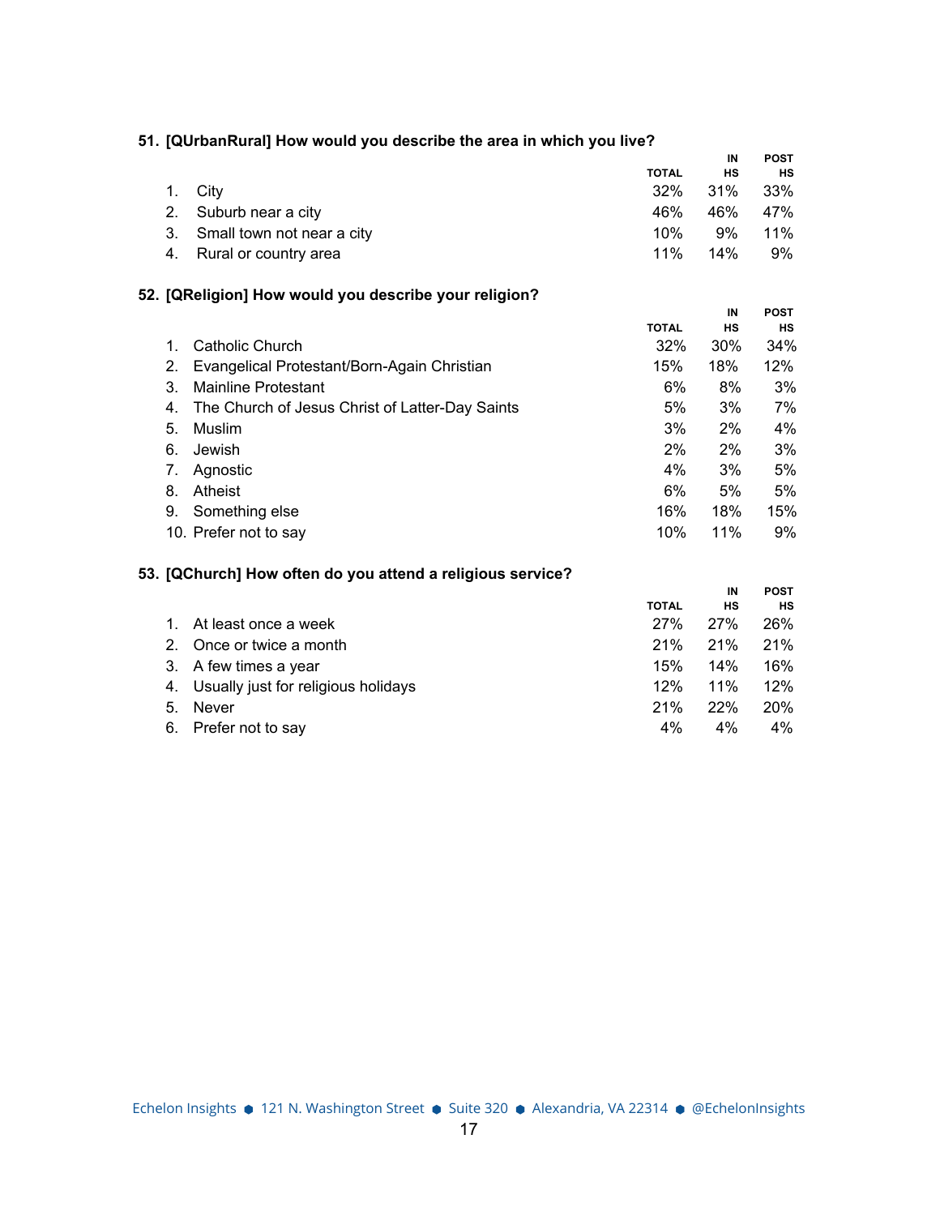**51. [QUrbanRural] How would you describe the area in which you live?**

| | TOTAL | IN HS | POST HS |
|---|---|---|---|
| 1. City | 32% | 31% | 33% |
| 2. Suburb near a city | 46% | 46% | 47% |
| 3. Small town not near a city | 10% | 9% | 11% |
| 4. Rural or country area | 11% | 14% | 9% |

**52. [QReligion] How would you describe your religion?**

| | TOTAL | IN HS | POST HS |
|---|---|---|---|
| 1. Catholic Church | 32% | 30% | 34% |
| 2. Evangelical Protestant/Born-Again Christian | 15% | 18% | 12% |
| 3. Mainline Protestant | 6% | 8% | 3% |
| 4. The Church of Jesus Christ of Latter-Day Saints | 5% | 3% | 7% |
| 5. Muslim | 3% | 2% | 4% |
| 6. Jewish | 2% | 2% | 3% |
| 7. Agnostic | 4% | 3% | 5% |
| 8. Atheist | 6% | 5% | 5% |
| 9. Something else | 16% | 18% | 15% |
| 10. Prefer not to say | 10% | 11% | 9% |

**53. [QChurch] How often do you attend a religious service?**

| | TOTAL | IN HS | POST HS |
|---|---|---|---|
| 1. At least once a week | 27% | 27% | 26% |
| 2. Once or twice a month | 21% | 21% | 21% |
| 3. A few times a year | 15% | 14% | 16% |
| 4. Usually just for religious holidays | 12% | 11% | 12% |
| 5. Never | 21% | 22% | 20% |
| 6. Prefer not to say | 4% | 4% | 4% |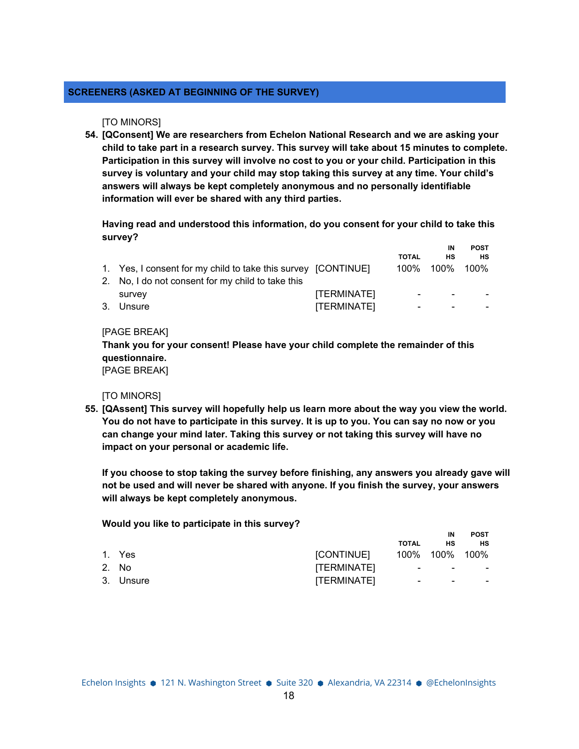## SCREENERS (ASKED AT BEGINNING OF THE SURVEY)

[TO MINORS]

**54. [QConsent] We are researchers from Echelon National Research and we are asking your child to take part in a research survey. This survey will take about 15 minutes to complete. Participation in this survey will involve no cost to you or your child. Participation in this survey is voluntary and your child may stop taking this survey at any time. Your child's answers will always be kept completely anonymous and no personally identifiable information will ever be shared with any third parties.**

**Having read and understood this information, do you consent for your child to take this survey?**

| | | TOTAL | IN HS | POST HS |
|---|---|---|---|---|
| 1. Yes, I consent for my child to take this survey | [CONTINUE] | 100% | 100% | 100% |
| 2. No, I do not consent for my child to take this survey | [TERMINATE] | - | - | - |
| 3. Unsure | [TERMINATE] | - | - | - |

[PAGE BREAK]

**Thank you for your consent! Please have your child complete the remainder of this questionnaire.**

[PAGE BREAK]

[TO MINORS]

**55. [QAssent] This survey will hopefully help us learn more about the way you view the world. You do not have to participate in this survey. It is up to you. You can say no now or you can change your mind later. Taking this survey or not taking this survey will have no impact on your personal or academic life.**

**If you choose to stop taking the survey before finishing, any answers you already gave will not be used and will never be shared with anyone. If you finish the survey, your answers will always be kept completely anonymous.**

**Would you like to participate in this survey?**

| | | TOTAL | IN HS | POST HS |
|---|---|---|---|---|
| 1. Yes | [CONTINUE] | 100% | 100% | 100% |
| 2. No | [TERMINATE] | - | - | - |
| 3. Unsure | [TERMINATE] | - | - | - |